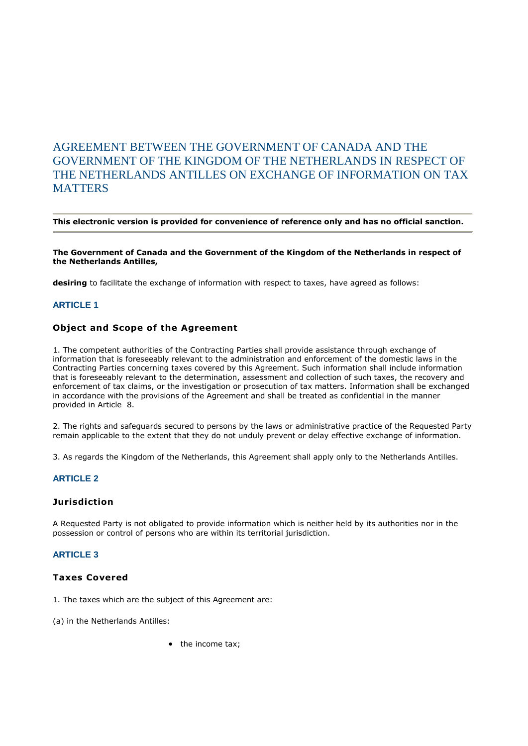# AGREEMENT BETWEEN THE GOVERNMENT OF CANADA AND THE GOVERNMENT OF THE KINGDOM OF THE NETHERLANDS IN RESPECT OF THE NETHERLANDS ANTILLES ON EXCHANGE OF INFORMATION ON TAX MATTERS

---

**This electronic version is provided for convenience of reference only and has no official sanction.**

---

**The Government of Canada and the Government of the Kingdom of the Netherlands in respect of the Netherlands Antilles,**

**desiring** to facilitate the exchange of information with respect to taxes, have agreed as follows:

## ARTICLE 1

### Object and Scope of the Agreement

1. The competent authorities of the Contracting Parties shall provide assistance through exchange of information that is foreseeably relevant to the administration and enforcement of the domestic laws in the Contracting Parties concerning taxes covered by this Agreement. Such information shall include information that is foreseeably relevant to the determination, assessment and collection of such taxes, the recovery and enforcement of tax claims, or the investigation or prosecution of tax matters. Information shall be exchanged in accordance with the provisions of the Agreement and shall be treated as confidential in the manner provided in Article 8.

2. The rights and safeguards secured to persons by the laws or administrative practice of the Requested Party remain applicable to the extent that they do not unduly prevent or delay effective exchange of information.

3. As regards the Kingdom of the Netherlands, this Agreement shall apply only to the Netherlands Antilles.

## ARTICLE 2

### Jurisdiction

A Requested Party is not obligated to provide information which is neither held by its authorities nor in the possession or control of persons who are within its territorial jurisdiction.

## ARTICLE 3

### Taxes Covered

1. The taxes which are the subject of this Agreement are:

(a) in the Netherlands Antilles:

- the income tax;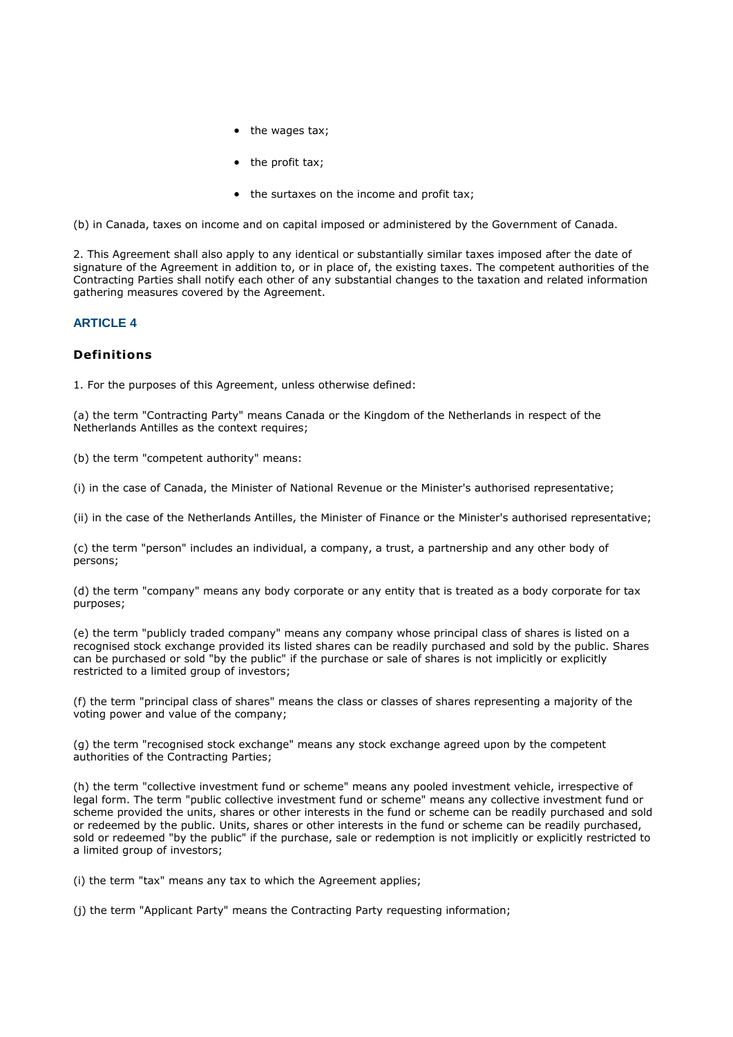- the wages tax;
- the profit tax;
- the surtaxes on the income and profit tax;

(b) in Canada, taxes on income and on capital imposed or administered by the Government of Canada.

2. This Agreement shall also apply to any identical or substantially similar taxes imposed after the date of signature of the Agreement in addition to, or in place of, the existing taxes. The competent authorities of the Contracting Parties shall notify each other of any substantial changes to the taxation and related information gathering measures covered by the Agreement.

## ARTICLE 4

### Definitions

1. For the purposes of this Agreement, unless otherwise defined:

(a) the term "Contracting Party" means Canada or the Kingdom of the Netherlands in respect of the Netherlands Antilles as the context requires;

(b) the term "competent authority" means:

(i) in the case of Canada, the Minister of National Revenue or the Minister's authorised representative;

(ii) in the case of the Netherlands Antilles, the Minister of Finance or the Minister's authorised representative;

(c) the term "person" includes an individual, a company, a trust, a partnership and any other body of persons;

(d) the term "company" means any body corporate or any entity that is treated as a body corporate for tax purposes;

(e) the term "publicly traded company" means any company whose principal class of shares is listed on a recognised stock exchange provided its listed shares can be readily purchased and sold by the public. Shares can be purchased or sold "by the public" if the purchase or sale of shares is not implicitly or explicitly restricted to a limited group of investors;

(f) the term "principal class of shares" means the class or classes of shares representing a majority of the voting power and value of the company;

(g) the term "recognised stock exchange" means any stock exchange agreed upon by the competent authorities of the Contracting Parties;

(h) the term "collective investment fund or scheme" means any pooled investment vehicle, irrespective of legal form. The term "public collective investment fund or scheme" means any collective investment fund or scheme provided the units, shares or other interests in the fund or scheme can be readily purchased and sold or redeemed by the public. Units, shares or other interests in the fund or scheme can be readily purchased, sold or redeemed "by the public" if the purchase, sale or redemption is not implicitly or explicitly restricted to a limited group of investors;

(i) the term "tax" means any tax to which the Agreement applies;

(j) the term "Applicant Party" means the Contracting Party requesting information;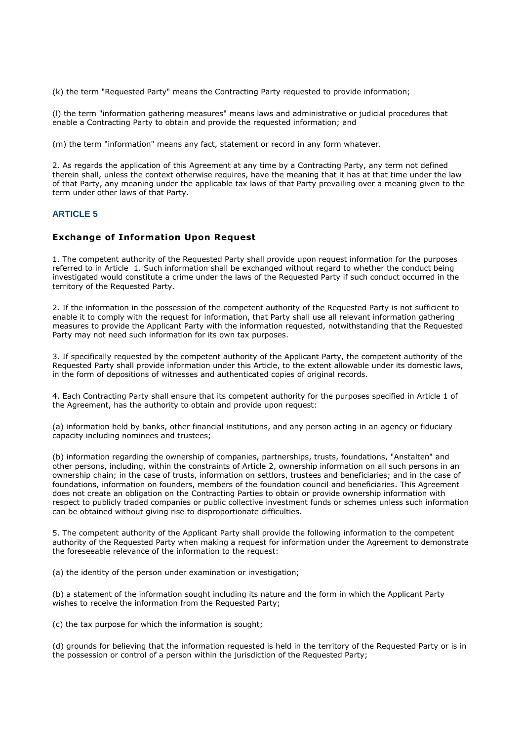(k) the term "Requested Party" means the Contracting Party requested to provide information;

(l) the term "information gathering measures" means laws and administrative or judicial procedures that enable a Contracting Party to obtain and provide the requested information; and

(m) the term "information" means any fact, statement or record in any form whatever.

2. As regards the application of this Agreement at any time by a Contracting Party, any term not defined therein shall, unless the context otherwise requires, have the meaning that it has at that time under the law of that Party, any meaning under the applicable tax laws of that Party prevailing over a meaning given to the term under other laws of that Party.

## ARTICLE 5

### Exchange of Information Upon Request

1. The competent authority of the Requested Party shall provide upon request information for the purposes referred to in Article 1. Such information shall be exchanged without regard to whether the conduct being investigated would constitute a crime under the laws of the Requested Party if such conduct occurred in the territory of the Requested Party.

2. If the information in the possession of the competent authority of the Requested Party is not sufficient to enable it to comply with the request for information, that Party shall use all relevant information gathering measures to provide the Applicant Party with the information requested, notwithstanding that the Requested Party may not need such information for its own tax purposes.

3. If specifically requested by the competent authority of the Applicant Party, the competent authority of the Requested Party shall provide information under this Article, to the extent allowable under its domestic laws, in the form of depositions of witnesses and authenticated copies of original records.

4. Each Contracting Party shall ensure that its competent authority for the purposes specified in Article 1 of the Agreement, has the authority to obtain and provide upon request:

(a) information held by banks, other financial institutions, and any person acting in an agency or fiduciary capacity including nominees and trustees;

(b) information regarding the ownership of companies, partnerships, trusts, foundations, "Anstalten" and other persons, including, within the constraints of Article 2, ownership information on all such persons in an ownership chain; in the case of trusts, information on settlors, trustees and beneficiaries; and in the case of foundations, information on founders, members of the foundation council and beneficiaries. This Agreement does not create an obligation on the Contracting Parties to obtain or provide ownership information with respect to publicly traded companies or public collective investment funds or schemes unless such information can be obtained without giving rise to disproportionate difficulties.

5. The competent authority of the Applicant Party shall provide the following information to the competent authority of the Requested Party when making a request for information under the Agreement to demonstrate the foreseeable relevance of the information to the request:

(a) the identity of the person under examination or investigation;

(b) a statement of the information sought including its nature and the form in which the Applicant Party wishes to receive the information from the Requested Party;

(c) the tax purpose for which the information is sought;

(d) grounds for believing that the information requested is held in the territory of the Requested Party or is in the possession or control of a person within the jurisdiction of the Requested Party;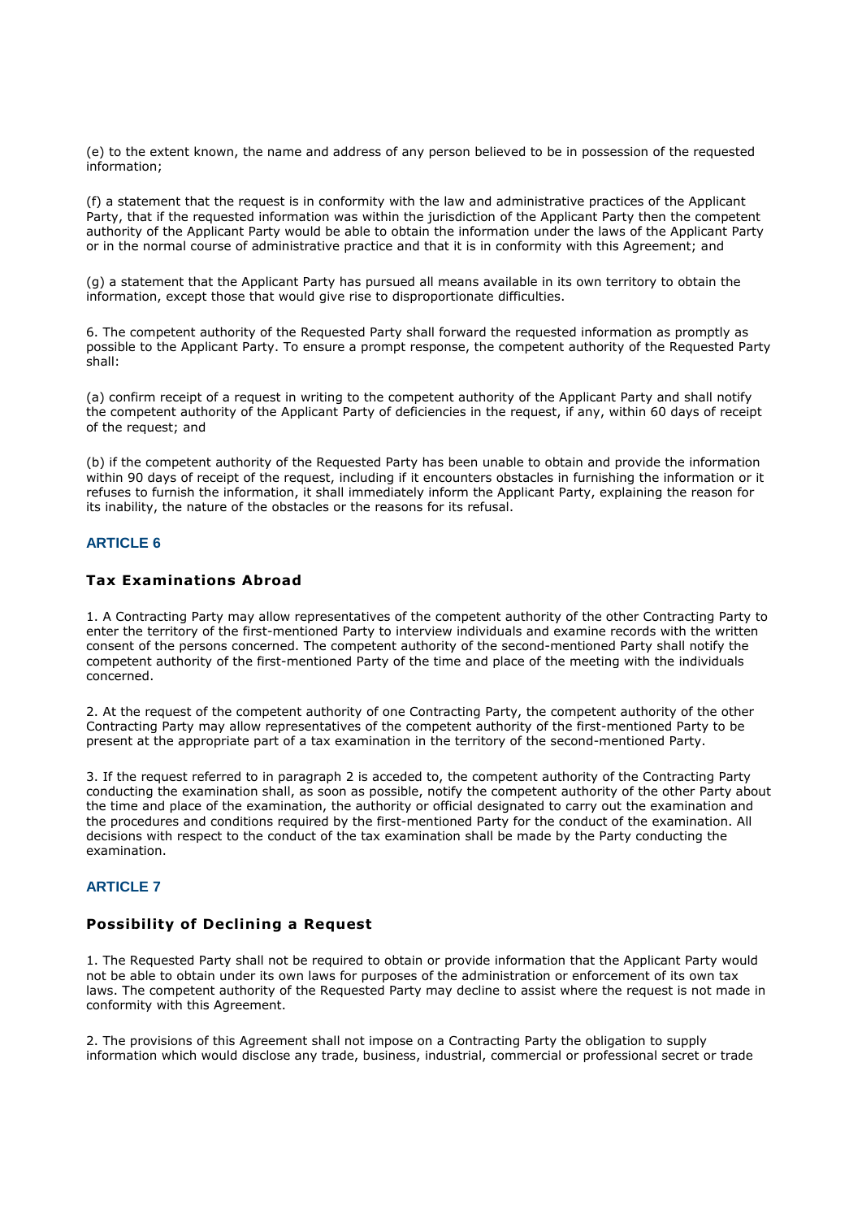(e) to the extent known, the name and address of any person believed to be in possession of the requested information;

(f) a statement that the request is in conformity with the law and administrative practices of the Applicant Party, that if the requested information was within the jurisdiction of the Applicant Party then the competent authority of the Applicant Party would be able to obtain the information under the laws of the Applicant Party or in the normal course of administrative practice and that it is in conformity with this Agreement; and

(g) a statement that the Applicant Party has pursued all means available in its own territory to obtain the information, except those that would give rise to disproportionate difficulties.

6. The competent authority of the Requested Party shall forward the requested information as promptly as possible to the Applicant Party. To ensure a prompt response, the competent authority of the Requested Party shall:

(a) confirm receipt of a request in writing to the competent authority of the Applicant Party and shall notify the competent authority of the Applicant Party of deficiencies in the request, if any, within 60 days of receipt of the request; and

(b) if the competent authority of the Requested Party has been unable to obtain and provide the information within 90 days of receipt of the request, including if it encounters obstacles in furnishing the information or it refuses to furnish the information, it shall immediately inform the Applicant Party, explaining the reason for its inability, the nature of the obstacles or the reasons for its refusal.

## ARTICLE 6

### Tax Examinations Abroad

1. A Contracting Party may allow representatives of the competent authority of the other Contracting Party to enter the territory of the first-mentioned Party to interview individuals and examine records with the written consent of the persons concerned. The competent authority of the second-mentioned Party shall notify the competent authority of the first-mentioned Party of the time and place of the meeting with the individuals concerned.

2. At the request of the competent authority of one Contracting Party, the competent authority of the other Contracting Party may allow representatives of the competent authority of the first-mentioned Party to be present at the appropriate part of a tax examination in the territory of the second-mentioned Party.

3. If the request referred to in paragraph 2 is acceded to, the competent authority of the Contracting Party conducting the examination shall, as soon as possible, notify the competent authority of the other Party about the time and place of the examination, the authority or official designated to carry out the examination and the procedures and conditions required by the first-mentioned Party for the conduct of the examination. All decisions with respect to the conduct of the tax examination shall be made by the Party conducting the examination.

## ARTICLE 7

### Possibility of Declining a Request

1. The Requested Party shall not be required to obtain or provide information that the Applicant Party would not be able to obtain under its own laws for purposes of the administration or enforcement of its own tax laws. The competent authority of the Requested Party may decline to assist where the request is not made in conformity with this Agreement.

2. The provisions of this Agreement shall not impose on a Contracting Party the obligation to supply information which would disclose any trade, business, industrial, commercial or professional secret or trade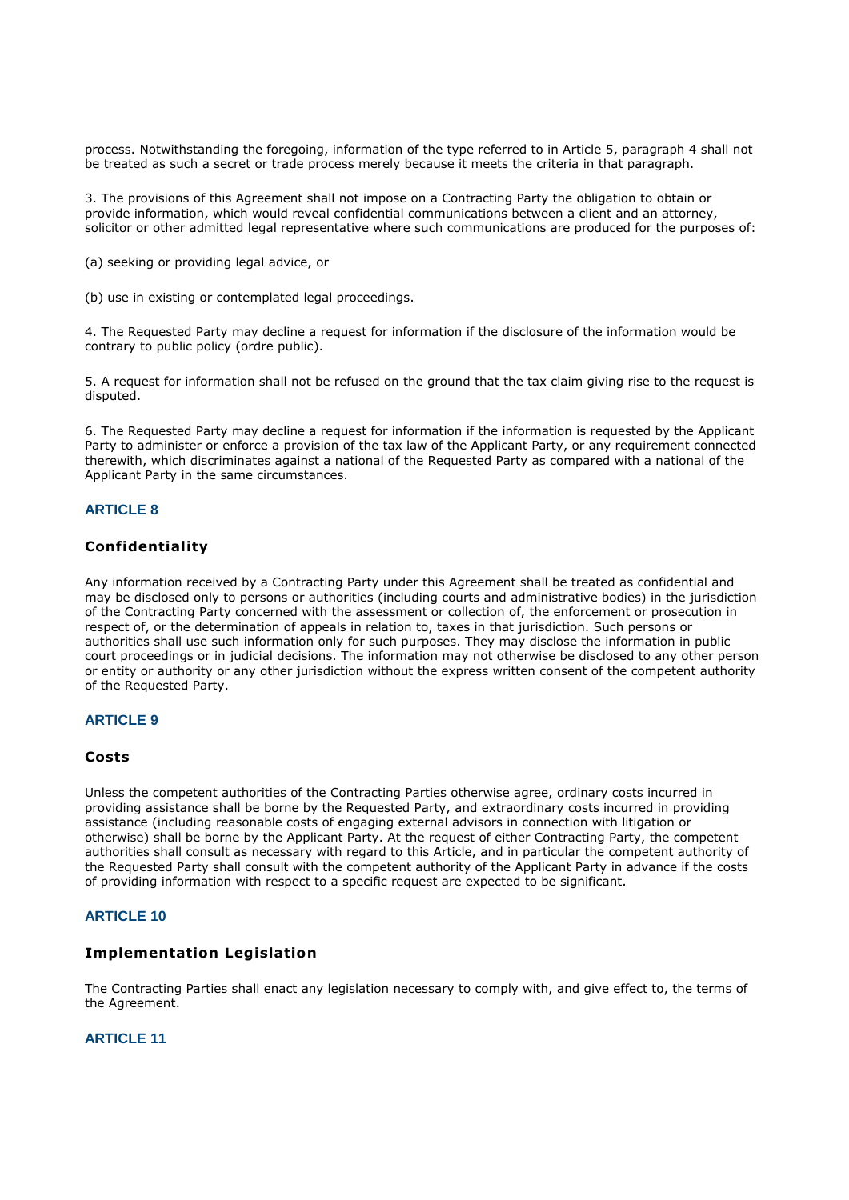process. Notwithstanding the foregoing, information of the type referred to in Article 5, paragraph 4 shall not be treated as such a secret or trade process merely because it meets the criteria in that paragraph.

3. The provisions of this Agreement shall not impose on a Contracting Party the obligation to obtain or provide information, which would reveal confidential communications between a client and an attorney, solicitor or other admitted legal representative where such communications are produced for the purposes of:

(a) seeking or providing legal advice, or

(b) use in existing or contemplated legal proceedings.

4. The Requested Party may decline a request for information if the disclosure of the information would be contrary to public policy (ordre public).

5. A request for information shall not be refused on the ground that the tax claim giving rise to the request is disputed.

6. The Requested Party may decline a request for information if the information is requested by the Applicant Party to administer or enforce a provision of the tax law of the Applicant Party, or any requirement connected therewith, which discriminates against a national of the Requested Party as compared with a national of the Applicant Party in the same circumstances.

## ARTICLE 8

### Confidentiality

Any information received by a Contracting Party under this Agreement shall be treated as confidential and may be disclosed only to persons or authorities (including courts and administrative bodies) in the jurisdiction of the Contracting Party concerned with the assessment or collection of, the enforcement or prosecution in respect of, or the determination of appeals in relation to, taxes in that jurisdiction. Such persons or authorities shall use such information only for such purposes. They may disclose the information in public court proceedings or in judicial decisions. The information may not otherwise be disclosed to any other person or entity or authority or any other jurisdiction without the express written consent of the competent authority of the Requested Party.

## ARTICLE 9

### Costs

Unless the competent authorities of the Contracting Parties otherwise agree, ordinary costs incurred in providing assistance shall be borne by the Requested Party, and extraordinary costs incurred in providing assistance (including reasonable costs of engaging external advisors in connection with litigation or otherwise) shall be borne by the Applicant Party. At the request of either Contracting Party, the competent authorities shall consult as necessary with regard to this Article, and in particular the competent authority of the Requested Party shall consult with the competent authority of the Applicant Party in advance if the costs of providing information with respect to a specific request are expected to be significant.

## ARTICLE 10

### Implementation Legislation

The Contracting Parties shall enact any legislation necessary to comply with, and give effect to, the terms of the Agreement.

## ARTICLE 11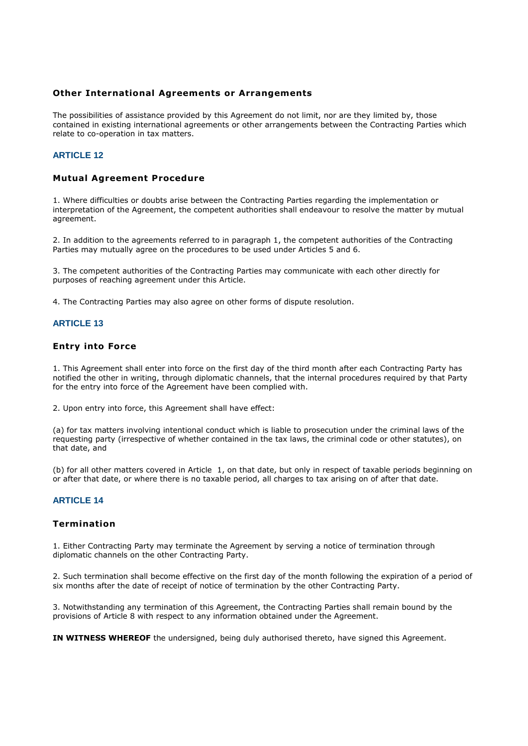### Other International Agreements or Arrangements

The possibilities of assistance provided by this Agreement do not limit, nor are they limited by, those contained in existing international agreements or other arrangements between the Contracting Parties which relate to co-operation in tax matters.

## ARTICLE 12

### Mutual Agreement Procedure

1. Where difficulties or doubts arise between the Contracting Parties regarding the implementation or interpretation of the Agreement, the competent authorities shall endeavour to resolve the matter by mutual agreement.

2. In addition to the agreements referred to in paragraph 1, the competent authorities of the Contracting Parties may mutually agree on the procedures to be used under Articles 5 and 6.

3. The competent authorities of the Contracting Parties may communicate with each other directly for purposes of reaching agreement under this Article.

4. The Contracting Parties may also agree on other forms of dispute resolution.

## ARTICLE 13

### Entry into Force

1. This Agreement shall enter into force on the first day of the third month after each Contracting Party has notified the other in writing, through diplomatic channels, that the internal procedures required by that Party for the entry into force of the Agreement have been complied with.

2. Upon entry into force, this Agreement shall have effect:

(a) for tax matters involving intentional conduct which is liable to prosecution under the criminal laws of the requesting party (irrespective of whether contained in the tax laws, the criminal code or other statutes), on that date, and

(b) for all other matters covered in Article 1, on that date, but only in respect of taxable periods beginning on or after that date, or where there is no taxable period, all charges to tax arising on of after that date.

## ARTICLE 14

### Termination

1. Either Contracting Party may terminate the Agreement by serving a notice of termination through diplomatic channels on the other Contracting Party.

2. Such termination shall become effective on the first day of the month following the expiration of a period of six months after the date of receipt of notice of termination by the other Contracting Party.

3. Notwithstanding any termination of this Agreement, the Contracting Parties shall remain bound by the provisions of Article 8 with respect to any information obtained under the Agreement.

**IN WITNESS WHEREOF** the undersigned, being duly authorised thereto, have signed this Agreement.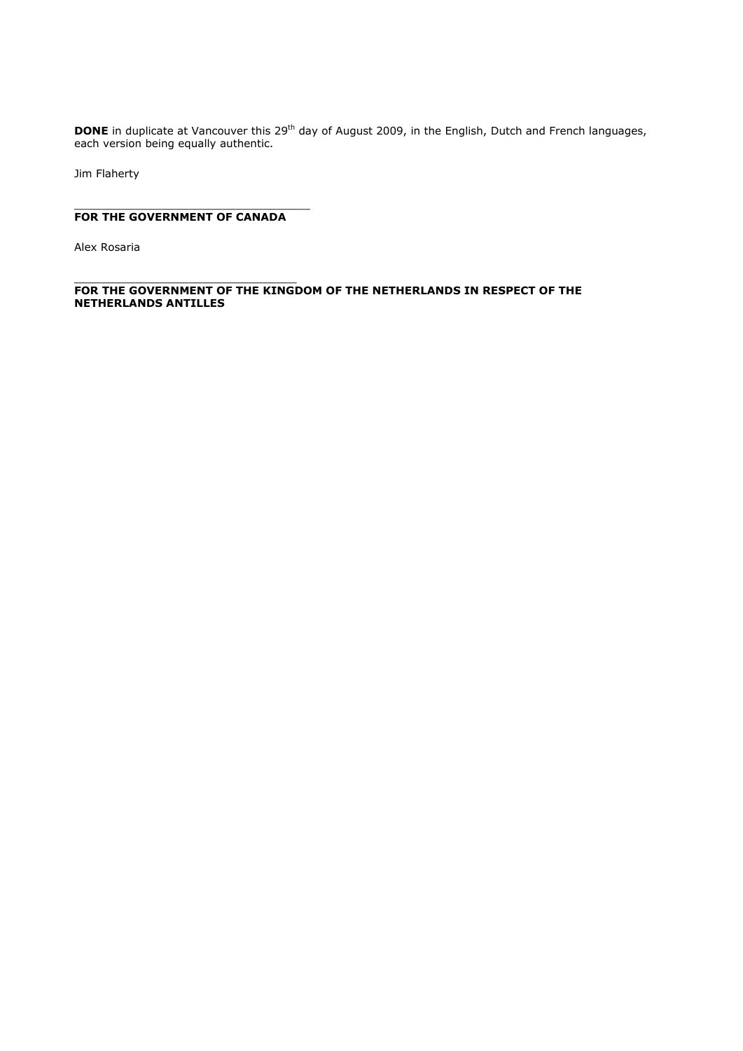**DONE** in duplicate at Vancouver this 29th day of August 2009, in the English, Dutch and French languages, each version being equally authentic.

Jim Flaherty

___________________________________

**FOR THE GOVERNMENT OF CANADA**

Alex Rosaria

_________________________________

**FOR THE GOVERNMENT OF THE KINGDOM OF THE NETHERLANDS IN RESPECT OF THE NETHERLANDS ANTILLES**